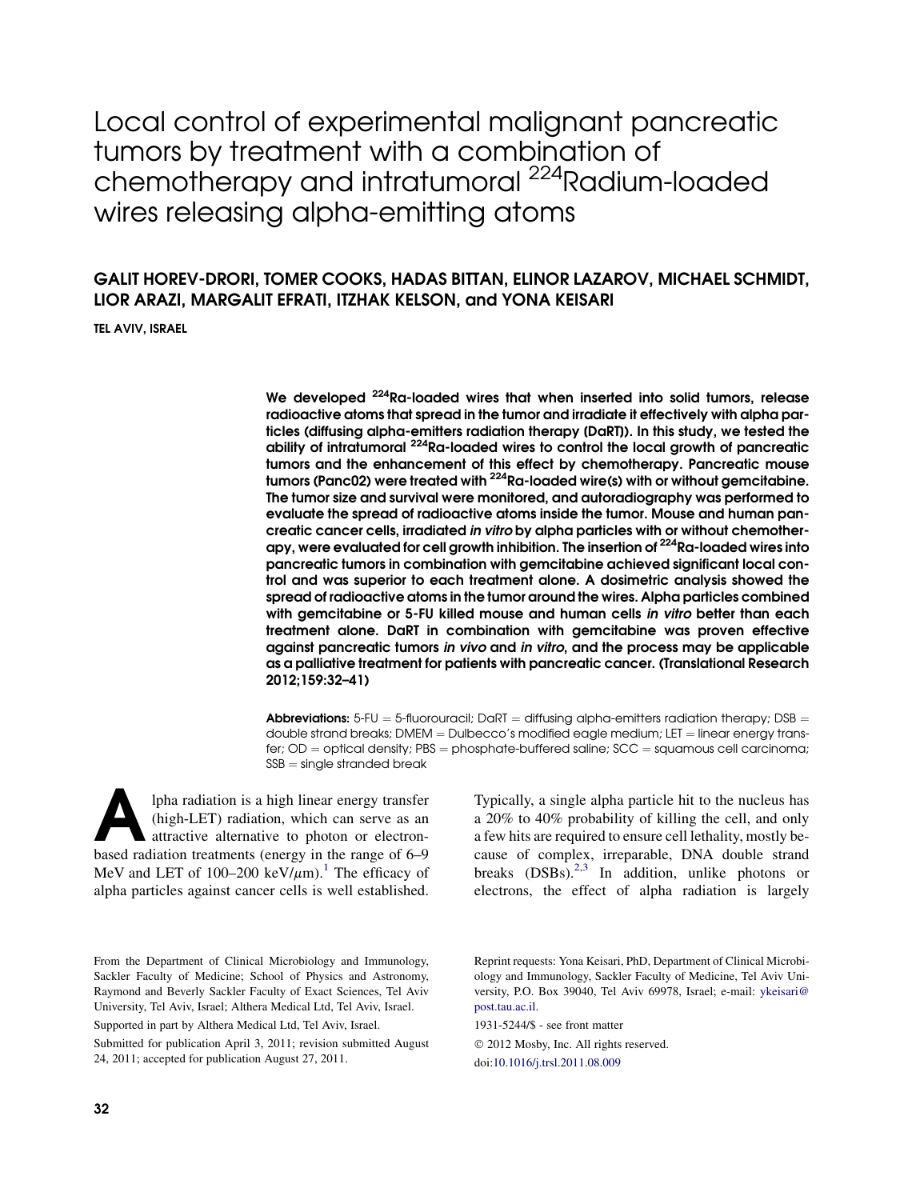# Local control of experimental malignant pancreatic tumors by treatment with a combination of chemotherapy and intratumoral $^{224}$Radium-loaded wires releasing alpha-emitting atoms

**GALIT HOREV-DRORI, TOMER COOKS, HADAS BITTAN, ELINOR LAZAROV, MICHAEL SCHMIDT, LIOR ARAZI, MARGALIT EFRATI, ITZHAK KELSON, and YONA KEISARI**

**TEL AVIV, ISRAEL**

**We developed $^{224}$Ra-loaded wires that when inserted into solid tumors, release radioactive atoms that spread in the tumor and irradiate it effectively with alpha particles (diffusing alpha-emitters radiation therapy (DaRT)). In this study, we tested the ability of intratumoral $^{224}$Ra-loaded wires to control the local growth of pancreatic tumors and the enhancement of this effect by chemotherapy. Pancreatic mouse tumors (Panc02) were treated with $^{224}$Ra-loaded wire(s) with or without gemcitabine. The tumor size and survival were monitored, and autoradiography was performed to evaluate the spread of radioactive atoms inside the tumor. Mouse and human pancreatic cancer cells, irradiated *in vitro* by alpha particles with or without chemotherapy, were evaluated for cell growth inhibition. The insertion of $^{224}$Ra-loaded wires into pancreatic tumors in combination with gemcitabine achieved significant local control and was superior to each treatment alone. A dosimetric analysis showed the spread of radioactive atoms in the tumor around the wires. Alpha particles combined with gemcitabine or 5-FU killed mouse and human cells *in vitro* better than each treatment alone. DaRT in combination with gemcitabine was proven effective against pancreatic tumors *in vivo* and *in vitro*, and the process may be applicable as a palliative treatment for patients with pancreatic cancer. (Translational Research 2012;159:32–41)**

**Abbreviations:** 5-FU = 5-fluorouracil; DaRT = diffusing alpha-emitters radiation therapy; DSB = double strand breaks; DMEM = Dulbecco's modified eagle medium; LET = linear energy transfer; OD = optical density; PBS = phosphate-buffered saline; SCC = squamous cell carcinoma; SSB = single stranded break

Alpha radiation is a high linear energy transfer (high-LET) radiation, which can serve as an attractive alternative to photon or electron-based radiation treatments (energy in the range of 6–9 MeV and LET of 100–200 keV/$\mu$m).[1] The efficacy of alpha particles against cancer cells is well established. Typically, a single alpha particle hit to the nucleus has a 20% to 40% probability of killing the cell, and only a few hits are required to ensure cell lethality, mostly because of complex, irreparable, DNA double strand breaks (DSBs).[2,3] In addition, unlike photons or electrons, the effect of alpha radiation is largely

From the Department of Clinical Microbiology and Immunology, Sackler Faculty of Medicine; School of Physics and Astronomy, Raymond and Beverly Sackler Faculty of Exact Sciences, Tel Aviv University, Tel Aviv, Israel; Althera Medical Ltd, Tel Aviv, Israel.

Supported in part by Althera Medical Ltd, Tel Aviv, Israel.

Submitted for publication April 3, 2011; revision submitted August 24, 2011; accepted for publication August 27, 2011.

Reprint requests: Yona Keisari, PhD, Department of Clinical Microbiology and Immunology, Sackler Faculty of Medicine, Tel Aviv University, P.O. Box 39040, Tel Aviv 69978, Israel; e-mail: ykeisari@post.tau.ac.il.

1931-5244/$ - see front matter

© 2012 Mosby, Inc. All rights reserved.

doi:10.1016/j.trsl.2011.08.009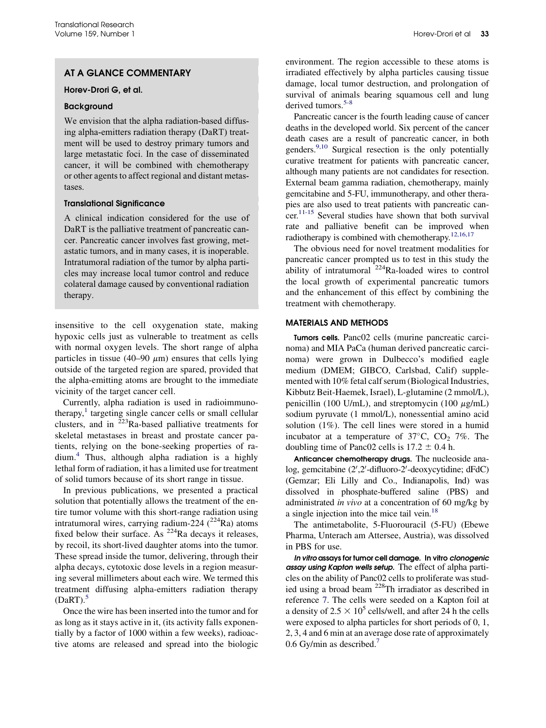## AT A GLANCE COMMENTARY

**Horev-Drori G, et al.**

### Background

We envision that the alpha radiation-based diffusing alpha-emitters radiation therapy (DaRT) treatment will be used to destroy primary tumors and large metastatic foci. In the case of disseminated cancer, it will be combined with chemotherapy or other agents to affect regional and distant metastases.

### Translational Significance

A clinical indication considered for the use of DaRT is the palliative treatment of pancreatic cancer. Pancreatic cancer involves fast growing, metastatic tumors, and in many cases, it is inoperable. Intratumoral radiation of the tumor by alpha particles may increase local tumor control and reduce colateral damage caused by conventional radiation therapy.

insensitive to the cell oxygenation state, making hypoxic cells just as vulnerable to treatment as cells with normal oxygen levels. The short range of alpha particles in tissue (40–90 $\mu$m) ensures that cells lying outside of the targeted region are spared, provided that the alpha-emitting atoms are brought to the immediate vicinity of the target cancer cell.

Currently, alpha radiation is used in radioimmunotherapy,[1] targeting single cancer cells or small cellular clusters, and in $^{223}$Ra-based palliative treatments for skeletal metastases in breast and prostate cancer patients, relying on the bone-seeking properties of radium.[4] Thus, although alpha radiation is a highly lethal form of radiation, it has a limited use for treatment of solid tumors because of its short range in tissue.

In previous publications, we presented a practical solution that potentially allows the treatment of the entire tumor volume with this short-range radiation using intratumoral wires, carrying radium-224 ($^{224}$Ra) atoms fixed below their surface. As $^{224}$Ra decays it releases, by recoil, its short-lived daughter atoms into the tumor. These spread inside the tumor, delivering, through their alpha decays, cytotoxic dose levels in a region measuring several millimeters about each wire. We termed this treatment diffusing alpha-emitters radiation therapy (DaRT).[5]

Once the wire has been inserted into the tumor and for as long as it stays active in it, (its activity falls exponentially by a factor of 1000 within a few weeks), radioactive atoms are released and spread into the biologic environment. The region accessible to these atoms is irradiated effectively by alpha particles causing tissue damage, local tumor destruction, and prolongation of survival of animals bearing squamous cell and lung derived tumors.[5-8]

Pancreatic cancer is the fourth leading cause of cancer deaths in the developed world. Six percent of the cancer death cases are a result of pancreatic cancer, in both genders.[9,10] Surgical resection is the only potentially curative treatment for patients with pancreatic cancer, although many patients are not candidates for resection. External beam gamma radiation, chemotherapy, mainly gemcitabine and 5-FU, immunotherapy, and other therapies are also used to treat patients with pancreatic cancer.[11-15] Several studies have shown that both survival rate and palliative benefit can be improved when radiotherapy is combined with chemotherapy.[12,16,17]

The obvious need for novel treatment modalities for pancreatic cancer prompted us to test in this study the ability of intratumoral $^{224}$Ra-loaded wires to control the local growth of experimental pancreatic tumors and the enhancement of this effect by combining the treatment with chemotherapy.

## MATERIALS AND METHODS

**Tumors cells.** Panc02 cells (murine pancreatic carcinoma) and MIA PaCa (human derived pancreatic carcinoma) were grown in Dulbecco's modified eagle medium (DMEM; GIBCO, Carlsbad, Calif) supplemented with 10% fetal calf serum (Biological Industries, Kibbutz Beit-Haemek, Israel), L-glutamine (2 mmol/L), penicillin (100 U/mL), and streptomycin (100 $\mu$g/mL) sodium pyruvate (1 mmol/L), nonessential amino acid solution (1%). The cell lines were stored in a humid incubator at a temperature of 37°C, $CO_2$ 7%. The doubling time of Panc02 cells is 17.2 ± 0.4 h.

**Anticancer chemotherapy drugs.** The nucleoside analog, gemcitabine (2′,2′-difluoro-2′-deoxycytidine; dFdC) (Gemzar; Eli Lilly and Co., Indianapolis, Ind) was dissolved in phosphate-buffered saline (PBS) and administrated *in vivo* at a concentration of 60 mg/kg by a single injection into the mice tail vein.[18]

The antimetabolite, 5-Fluorouracil (5-FU) (Ebewe Pharma, Unterach am Attersee, Austria), was dissolved in PBS for use.

***In vitro* assays for tumor cell damage.** ***In vitro clonogenic assay using Kapton wells setup.*** The effect of alpha particles on the ability of Panc02 cells to proliferate was studied using a broad beam $^{228}$Th irradiator as described in reference 7. The cells were seeded on a Kapton foil at a density of $2.5 \times 10^5$ cells/well, and after 24 h the cells were exposed to alpha particles for short periods of 0, 1, 2, 3, 4 and 6 min at an average dose rate of approximately 0.6 Gy/min as described.[7]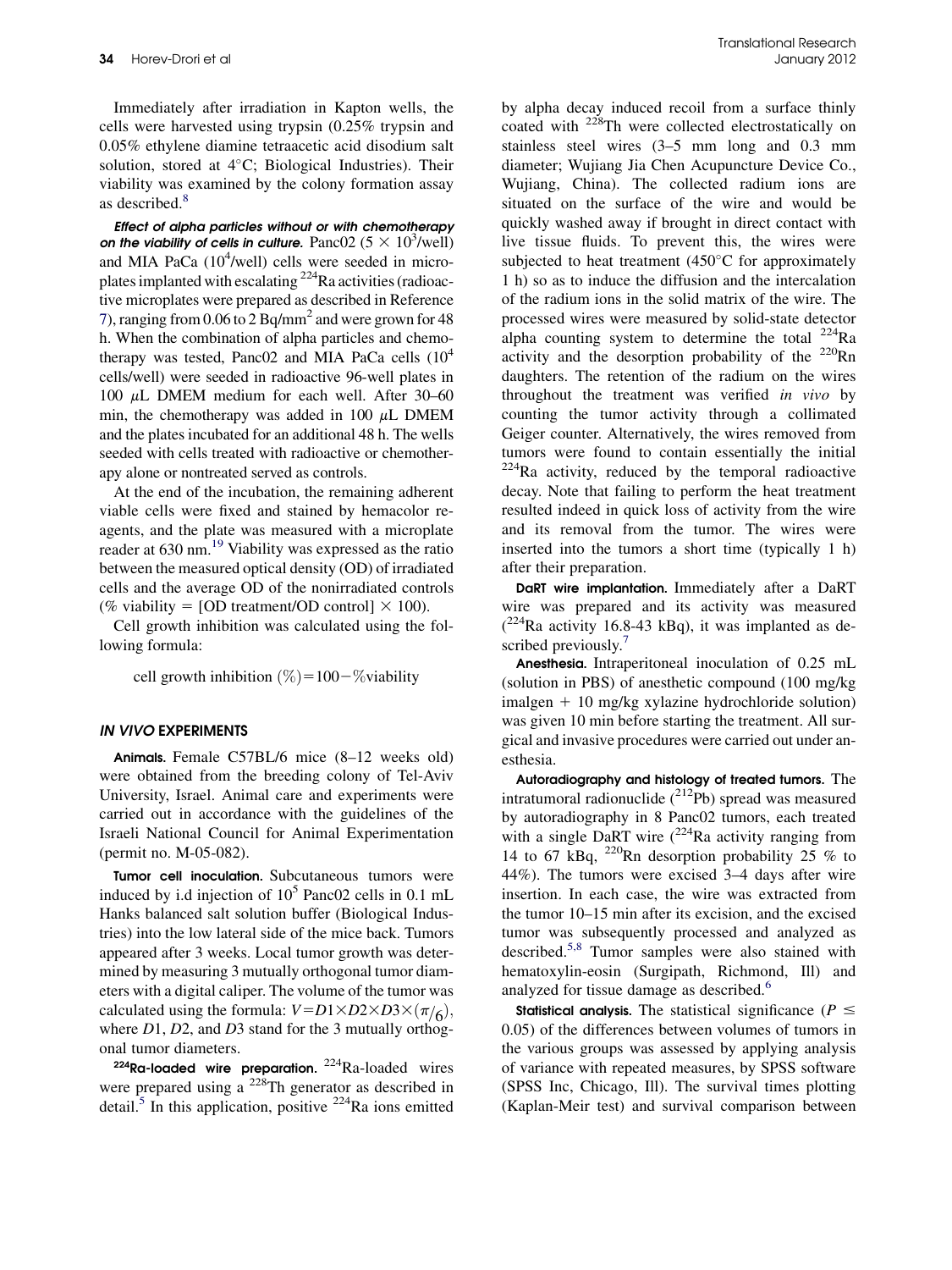Immediately after irradiation in Kapton wells, the cells were harvested using trypsin (0.25% trypsin and 0.05% ethylene diamine tetraacetic acid disodium salt solution, stored at 4°C; Biological Industries). Their viability was examined by the colony formation assay as described.[8]

***Effect of alpha particles without or with chemotherapy on the viability of cells in culture.*** Panc02 ($5 \times 10^3$/well) and MIA PaCa ($10^4$/well) cells were seeded in microplates implanted with escalating $^{224}$Ra activities (radioactive microplates were prepared as described in Reference 7), ranging from 0.06 to 2 Bq/mm$^2$ and were grown for 48 h. When the combination of alpha particles and chemotherapy was tested, Panc02 and MIA PaCa cells ($10^4$ cells/well) were seeded in radioactive 96-well plates in 100 $\mu$L DMEM medium for each well. After 30–60 min, the chemotherapy was added in 100 $\mu$L DMEM and the plates incubated for an additional 48 h. The wells seeded with cells treated with radioactive or chemotherapy alone or nontreated served as controls.

At the end of the incubation, the remaining adherent viable cells were fixed and stained by hemacolor reagents, and the plate was measured with a microplate reader at 630 nm.[19] Viability was expressed as the ratio between the measured optical density (OD) of irradiated cells and the average OD of the nonirradiated controls (% viability = [OD treatment/OD control] × 100).

Cell growth inhibition was calculated using the following formula:

$$\text{cell growth inhibition } (\%) = 100 - \%\text{viability}$$

## *IN VIVO* EXPERIMENTS

**Animals.** Female C57BL/6 mice (8–12 weeks old) were obtained from the breeding colony of Tel-Aviv University, Israel. Animal care and experiments were carried out in accordance with the guidelines of the Israeli National Council for Animal Experimentation (permit no. M-05-082).

**Tumor cell inoculation.** Subcutaneous tumors were induced by i.d injection of $10^5$ Panc02 cells in 0.1 mL Hanks balanced salt solution buffer (Biological Industries) into the low lateral side of the mice back. Tumors appeared after 3 weeks. Local tumor growth was determined by measuring 3 mutually orthogonal tumor diameters with a digital caliper. The volume of the tumor was calculated using the formula: $V = D1 \times D2 \times D3 \times (\pi/6)$, where $D1$, $D2$, and $D3$ stand for the 3 mutually orthogonal tumor diameters.

**$^{224}$Ra-loaded wire preparation.** $^{224}$Ra-loaded wires were prepared using a $^{228}$Th generator as described in detail.[5] In this application, positive $^{224}$Ra ions emitted by alpha decay induced recoil from a surface thinly coated with $^{228}$Th were collected electrostatically on stainless steel wires (3–5 mm long and 0.3 mm diameter; Wujiang Jia Chen Acupuncture Device Co., Wujiang, China). The collected radium ions are situated on the surface of the wire and would be quickly washed away if brought in direct contact with live tissue fluids. To prevent this, the wires were subjected to heat treatment (450°C for approximately 1 h) so as to induce the diffusion and the intercalation of the radium ions in the solid matrix of the wire. The processed wires were measured by solid-state detector alpha counting system to determine the total $^{224}$Ra activity and the desorption probability of the $^{220}$Rn daughters. The retention of the radium on the wires throughout the treatment was verified *in vivo* by counting the tumor activity through a collimated Geiger counter. Alternatively, the wires removed from tumors were found to contain essentially the initial $^{224}$Ra activity, reduced by the temporal radioactive decay. Note that failing to perform the heat treatment resulted indeed in quick loss of activity from the wire and its removal from the tumor. The wires were inserted into the tumors a short time (typically 1 h) after their preparation.

**DaRT wire implantation.** Immediately after a DaRT wire was prepared and its activity was measured ($^{224}$Ra activity 16.8-43 kBq), it was implanted as described previously.[7]

**Anesthesia.** Intraperitoneal inoculation of 0.25 mL (solution in PBS) of anesthetic compound (100 mg/kg imalgen + 10 mg/kg xylazine hydrochloride solution) was given 10 min before starting the treatment. All surgical and invasive procedures were carried out under anesthesia.

**Autoradiography and histology of treated tumors.** The intratumoral radionuclide ($^{212}$Pb) spread was measured by autoradiography in 8 Panc02 tumors, each treated with a single DaRT wire ($^{224}$Ra activity ranging from 14 to 67 kBq, $^{220}$Rn desorption probability 25 % to 44%). The tumors were excised 3–4 days after wire insertion. In each case, the wire was extracted from the tumor 10–15 min after its excision, and the excised tumor was subsequently processed and analyzed as described.[5,8] Tumor samples were also stained with hematoxylin-eosin (Surgipath, Richmond, Ill) and analyzed for tissue damage as described.[6]

**Statistical analysis.** The statistical significance ($P \leq 0.05$) of the differences between volumes of tumors in the various groups was assessed by applying analysis of variance with repeated measures, by SPSS software (SPSS Inc, Chicago, Ill). The survival times plotting (Kaplan-Meir test) and survival comparison between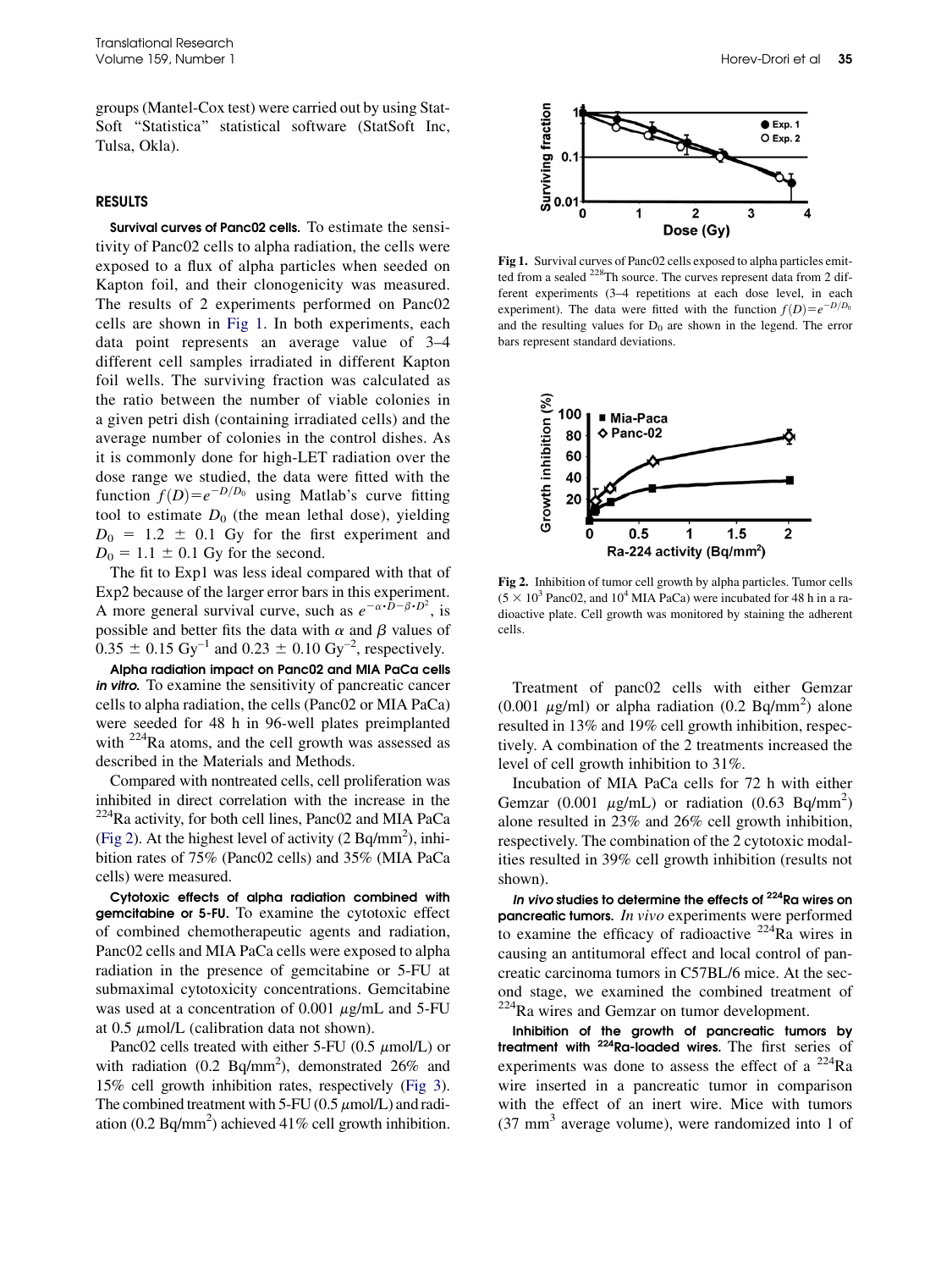groups (Mantel-Cox test) were carried out by using Stat-Soft "Statistica" statistical software (StatSoft Inc, Tulsa, Okla).

## RESULTS

**Survival curves of Panc02 cells.** To estimate the sensitivity of Panc02 cells to alpha radiation, the cells were exposed to a flux of alpha particles when seeded on Kapton foil, and their clonogenicity was measured. The results of 2 experiments performed on Panc02 cells are shown in Fig 1. In both experiments, each data point represents an average value of 3–4 different cell samples irradiated in different Kapton foil wells. The surviving fraction was calculated as the ratio between the number of viable colonies in a given petri dish (containing irradiated cells) and the average number of colonies in the control dishes. As it is commonly done for high-LET radiation over the dose range we studied, the data were fitted with the function $f(D)=e^{-D/D_0}$ using Matlab's curve fitting tool to estimate $D_0$ (the mean lethal dose), yielding $D_0 = 1.2 \pm 0.1$ Gy for the first experiment and $D_0 = 1.1 \pm 0.1$ Gy for the second.

The fit to Exp1 was less ideal compared with that of Exp2 because of the larger error bars in this experiment. A more general survival curve, such as $e^{-\alpha \cdot D - \beta \cdot D^2}$, is possible and better fits the data with $\alpha$ and $\beta$ values of $0.35 \pm 0.15$ $Gy^{-1}$ and $0.23 \pm 0.10$ $Gy^{-2}$, respectively.

**Alpha radiation impact on Panc02 and MIA PaCa cells *in vitro*.** To examine the sensitivity of pancreatic cancer cells to alpha radiation, the cells (Panc02 or MIA PaCa) were seeded for 48 h in 96-well plates preimplanted with $^{224}$Ra atoms, and the cell growth was assessed as described in the Materials and Methods.

Compared with nontreated cells, cell proliferation was inhibited in direct correlation with the increase in the $^{224}$Ra activity, for both cell lines, Panc02 and MIA PaCa (Fig 2). At the highest level of activity (2 Bq/mm$^2$), inhibition rates of 75% (Panc02 cells) and 35% (MIA PaCa cells) were measured.

**Cytotoxic effects of alpha radiation combined with gemcitabine or 5-FU.** To examine the cytotoxic effect of combined chemotherapeutic agents and radiation, Panc02 cells and MIA PaCa cells were exposed to alpha radiation in the presence of gemcitabine or 5-FU at submaximal cytotoxicity concentrations. Gemcitabine was used at a concentration of 0.001 $\mu$g/mL and 5-FU at 0.5 $\mu$mol/L (calibration data not shown).

Panc02 cells treated with either 5-FU (0.5 $\mu$mol/L) or with radiation (0.2 Bq/mm$^2$), demonstrated 26% and 15% cell growth inhibition rates, respectively (Fig 3). The combined treatment with 5-FU (0.5 $\mu$mol/L) and radiation (0.2 Bq/mm$^2$) achieved 41% cell growth inhibition.

**Fig 1.** Survival curves of Panc02 cells exposed to alpha particles emitted from a sealed $^{228}$Th source. The curves represent data from 2 different experiments (3–4 repetitions at each dose level, in each experiment). The data were fitted with the function $f(D)=e^{-D/D_0}$ and the resulting values for $D_0$ are shown in the legend. The error bars represent standard deviations.

**Fig 2.** Inhibition of tumor cell growth by alpha particles. Tumor cells ($5 \times 10^3$ Panc02, and $10^4$ MIA PaCa) were incubated for 48 h in a radioactive plate. Cell growth was monitored by staining the adherent cells.

Treatment of panc02 cells with either Gemzar (0.001 $\mu$g/ml) or alpha radiation (0.2 Bq/mm$^2$) alone resulted in 13% and 19% cell growth inhibition, respectively. A combination of the 2 treatments increased the level of cell growth inhibition to 31%.

Incubation of MIA PaCa cells for 72 h with either Gemzar (0.001 $\mu$g/mL) or radiation (0.63 Bq/mm$^2$) alone resulted in 23% and 26% cell growth inhibition, respectively. The combination of the 2 cytotoxic modalities resulted in 39% cell growth inhibition (results not shown).

***In vivo* studies to determine the effects of $^{224}$Ra wires on pancreatic tumors.** *In vivo* experiments were performed to examine the efficacy of radioactive $^{224}$Ra wires in causing an antitumoral effect and local control of pancreatic carcinoma tumors in C57BL/6 mice. At the second stage, we examined the combined treatment of $^{224}$Ra wires and Gemzar on tumor development.

**Inhibition of the growth of pancreatic tumors by treatment with $^{224}$Ra-loaded wires.** The first series of experiments was done to assess the effect of a $^{224}$Ra wire inserted in a pancreatic tumor in comparison with the effect of an inert wire. Mice with tumors (37 mm$^3$ average volume), were randomized into 1 of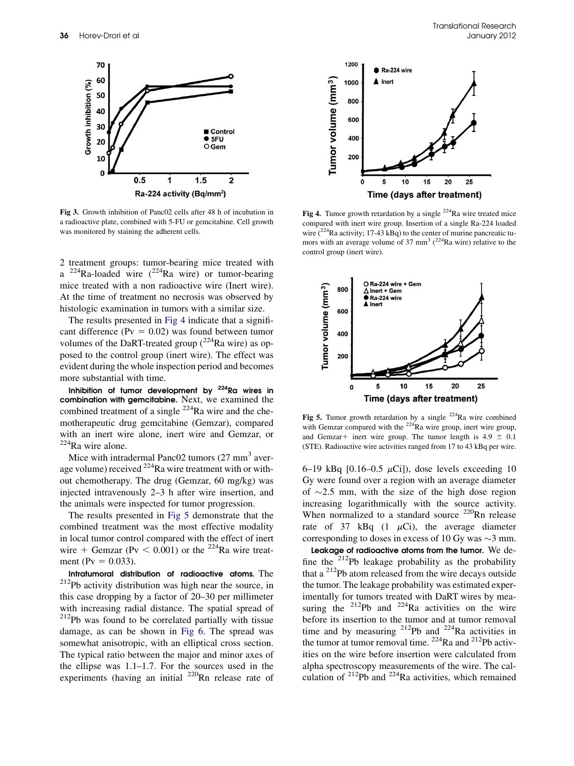Fig 3. Growth inhibition of Panc02 cells after 48 h of incubation in a radioactive plate, combined with 5-FU or gemcitabine. Cell growth was monitored by staining the adherent cells.

Fig 4. Tumor growth retardation by a single $^{224}$Ra wire treated mice compared with inert wire group. Insertion of a single Ra-224 loaded wire ($^{224}$Ra activity; 17-43 kBq) to the center of murine pancreatic tumors with an average volume of 37 mm$^3$ ($^{224}$Ra wire) relative to the control group (inert wire).

Fig 5. Tumor growth retardation by a single $^{224}$Ra wire combined with Gemzar compared with the $^{224}$Ra wire group, inert wire group, and Gemzar+ inert wire group. The tumor length is 4.9 $\pm$ 0.1 (STE). Radioactive wire activities ranged from 17 to 43 kBq per wire.

2 treatment groups: tumor-bearing mice treated with a $^{224}$Ra-loaded wire ($^{224}$Ra wire) or tumor-bearing mice treated with a non radioactive wire (Inert wire). At the time of treatment no necrosis was observed by histologic examination in tumors with a similar size.

The results presented in Fig 4 indicate that a significant difference (Pv = 0.02) was found between tumor volumes of the DaRT-treated group ($^{224}$Ra wire) as opposed to the control group (inert wire). The effect was evident during the whole inspection period and becomes more substantial with time.

**Inhibition of tumor development by $^{224}$Ra wires in combination with gemcitabine.** Next, we examined the combined treatment of a single $^{224}$Ra wire and the chemotherapeutic drug gemcitabine (Gemzar), compared with an inert wire alone, inert wire and Gemzar, or $^{224}$Ra wire alone.

Mice with intradermal Panc02 tumors (27 mm$^3$ average volume) received $^{224}$Ra wire treatment with or without chemotherapy. The drug (Gemzar, 60 mg/kg) was injected intravenously 2–3 h after wire insertion, and the animals were inspected for tumor progression.

The results presented in Fig 5 demonstrate that the combined treatment was the most effective modality in local tumor control compared with the effect of inert wire + Gemzar (Pv < 0.001) or the $^{224}$Ra wire treatment (Pv = 0.033).

**Intratumoral distribution of radioactive atoms.** The $^{212}$Pb activity distribution was high near the source, in this case dropping by a factor of 20–30 per millimeter with increasing radial distance. The spatial spread of $^{212}$Pb was found to be correlated partially with tissue damage, as can be shown in Fig 6. The spread was somewhat anisotropic, with an elliptical cross section. The typical ratio between the major and minor axes of the ellipse was 1.1–1.7. For the sources used in the experiments (having an initial $^{220}$Rn release rate of 6–19 kBq [0.16–0.5 $\mu$Ci]), dose levels exceeding 10 Gy were found over a region with an average diameter of $\sim$2.5 mm, with the size of the high dose region increasing logarithmically with the source activity. When normalized to a standard source $^{220}$Rn release rate of 37 kBq (1 $\mu$Ci), the average diameter corresponding to doses in excess of 10 Gy was $\sim$3 mm.

**Leakage of radioactive atoms from the tumor.** We define the $^{212}$Pb leakage probability as the probability that a $^{212}$Pb atom released from the wire decays outside the tumor. The leakage probability was estimated experimentally for tumors treated with DaRT wires by measuring the $^{212}$Pb and $^{224}$Ra activities on the wire before its insertion to the tumor and at tumor removal time and by measuring $^{212}$Pb and $^{224}$Ra activities in the tumor at tumor removal time. $^{224}$Ra and $^{212}$Pb activities on the wire before insertion were calculated from alpha spectroscopy measurements of the wire. The calculation of $^{212}$Pb and $^{224}$Ra activities, which remained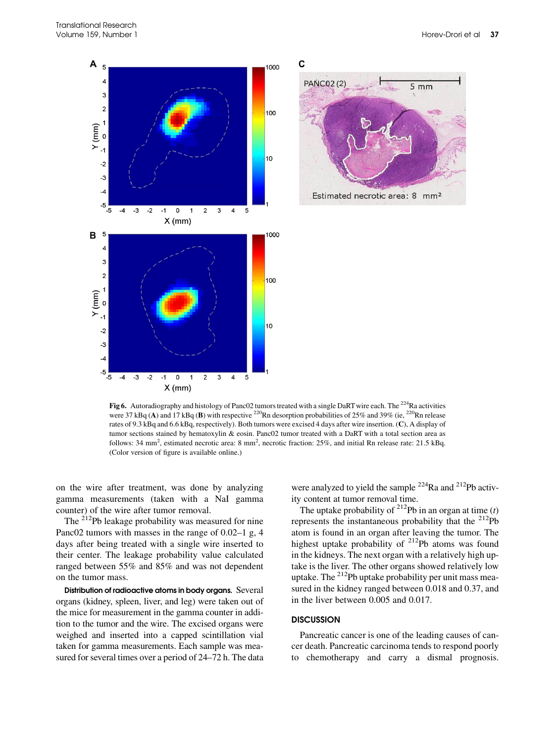Fig 6. Autoradiography and histology of Panc02 tumors treated with a single DaRT wire each. The $^{224}$Ra activities were 37 kBq (**A**) and 17 kBq (**B**) with respective $^{220}$Rn desorption probabilities of 25% and 39% (ie, $^{220}$Rn release rates of 9.3 kBq and 6.6 kBq, respectively). Both tumors were excised 4 days after wire insertion. (**C**), A display of tumor sections stained by hematoxylin & eosin. Panc02 tumor treated with a DaRT with a total section area as follows: 34 mm$^2$, estimated necrotic area: 8 mm$^2$, necrotic fraction: 25%, and initial Rn release rate: 21.5 kBq. (Color version of figure is available online.)

on the wire after treatment, was done by analyzing gamma measurements (taken with a NaI gamma counter) of the wire after tumor removal.

The $^{212}$Pb leakage probability was measured for nine Panc02 tumors with masses in the range of 0.02–1 g, 4 days after being treated with a single wire inserted to their center. The leakage probability value calculated ranged between 55% and 85% and was not dependent on the tumor mass.

**Distribution of radioactive atoms in body organs.** Several organs (kidney, spleen, liver, and leg) were taken out of the mice for measurement in the gamma counter in addition to the tumor and the wire. The excised organs were weighed and inserted into a capped scintillation vial taken for gamma measurements. Each sample was measured for several times over a period of 24–72 h. The data were analyzed to yield the sample $^{224}$Ra and $^{212}$Pb activity content at tumor removal time.

The uptake probability of $^{212}$Pb in an organ at time ($t$) represents the instantaneous probability that the $^{212}$Pb atom is found in an organ after leaving the tumor. The highest uptake probability of $^{212}$Pb atoms was found in the kidneys. The next organ with a relatively high uptake is the liver. The other organs showed relatively low uptake. The $^{212}$Pb uptake probability per unit mass measured in the kidney ranged between 0.018 and 0.37, and in the liver between 0.005 and 0.017.

## DISCUSSION

Pancreatic cancer is one of the leading causes of cancer death. Pancreatic carcinoma tends to respond poorly to chemotherapy and carry a dismal prognosis.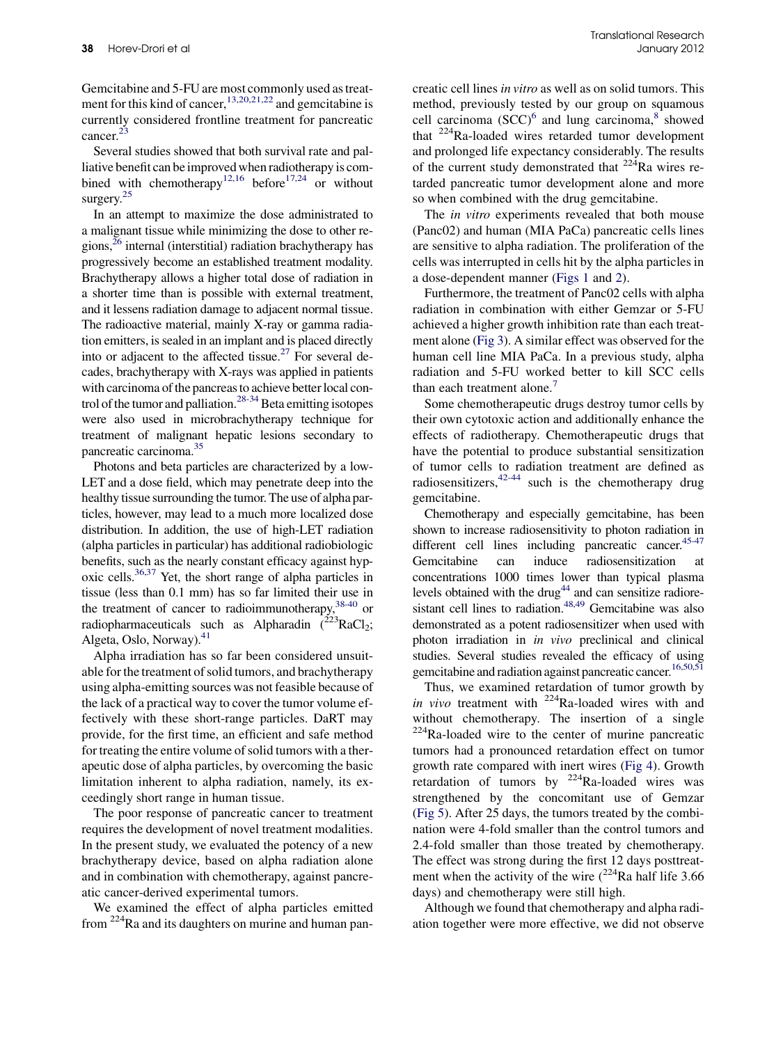Gemcitabine and 5-FU are most commonly used as treatment for this kind of cancer,[13,20,21,22] and gemcitabine is currently considered frontline treatment for pancreatic cancer.[23]

Several studies showed that both survival rate and palliative benefit can be improved when radiotherapy is combined with chemotherapy[12,16] before[17,24] or without surgery.[25]

In an attempt to maximize the dose administrated to a malignant tissue while minimizing the dose to other regions,[26] internal (interstitial) radiation brachytherapy has progressively become an established treatment modality. Brachytherapy allows a higher total dose of radiation in a shorter time than is possible with external treatment, and it lessens radiation damage to adjacent normal tissue. The radioactive material, mainly X-ray or gamma radiation emitters, is sealed in an implant and is placed directly into or adjacent to the affected tissue.[27] For several decades, brachytherapy with X-rays was applied in patients with carcinoma of the pancreas to achieve better local control of the tumor and palliation.[28-34] Beta emitting isotopes were also used in microbrachytherapy technique for treatment of malignant hepatic lesions secondary to pancreatic carcinoma.[35]

Photons and beta particles are characterized by a low-LET and a dose field, which may penetrate deep into the healthy tissue surrounding the tumor. The use of alpha particles, however, may lead to a much more localized dose distribution. In addition, the use of high-LET radiation (alpha particles in particular) has additional radiobiologic benefits, such as the nearly constant efficacy against hypoxic cells.[36,37] Yet, the short range of alpha particles in tissue (less than 0.1 mm) has so far limited their use in the treatment of cancer to radioimmunotherapy,[38-40] or radiopharmaceuticals such as Alpharadin ($^{223}RaCl_2$; Algeta, Oslo, Norway).[41]

Alpha irradiation has so far been considered unsuitable for the treatment of solid tumors, and brachytherapy using alpha-emitting sources was not feasible because of the lack of a practical way to cover the tumor volume effectively with these short-range particles. DaRT may provide, for the first time, an efficient and safe method for treating the entire volume of solid tumors with a therapeutic dose of alpha particles, by overcoming the basic limitation inherent to alpha radiation, namely, its exceedingly short range in human tissue.

The poor response of pancreatic cancer to treatment requires the development of novel treatment modalities. In the present study, we evaluated the potency of a new brachytherapy device, based on alpha radiation alone and in combination with chemotherapy, against pancreatic cancer-derived experimental tumors.

We examined the effect of alpha particles emitted from $^{224}$Ra and its daughters on murine and human pancreatic cell lines *in vitro* as well as on solid tumors. This method, previously tested by our group on squamous cell carcinoma (SCC)[6] and lung carcinoma,[8] showed that $^{224}$Ra-loaded wires retarded tumor development and prolonged life expectancy considerably. The results of the current study demonstrated that $^{224}$Ra wires retarded pancreatic tumor development alone and more so when combined with the drug gemcitabine.

The *in vitro* experiments revealed that both mouse (Panc02) and human (MIA PaCa) pancreatic cells lines are sensitive to alpha radiation. The proliferation of the cells was interrupted in cells hit by the alpha particles in a dose-dependent manner (Figs 1 and 2).

Furthermore, the treatment of Panc02 cells with alpha radiation in combination with either Gemzar or 5-FU achieved a higher growth inhibition rate than each treatment alone (Fig 3). A similar effect was observed for the human cell line MIA PaCa. In a previous study, alpha radiation and 5-FU worked better to kill SCC cells than each treatment alone.[7]

Some chemotherapeutic drugs destroy tumor cells by their own cytotoxic action and additionally enhance the effects of radiotherapy. Chemotherapeutic drugs that have the potential to produce substantial sensitization of tumor cells to radiation treatment are defined as radiosensitizers,[42-44] such is the chemotherapy drug gemcitabine.

Chemotherapy and especially gemcitabine, has been shown to increase radiosensitivity to photon radiation in different cell lines including pancreatic cancer.[45-47] Gemcitabine can induce radiosensitization at concentrations 1000 times lower than typical plasma levels obtained with the drug[44] and can sensitize radioresistant cell lines to radiation.[48,49] Gemcitabine was also demonstrated as a potent radiosensitizer when used with photon irradiation in *in vivo* preclinical and clinical studies. Several studies revealed the efficacy of using gemcitabine and radiation against pancreatic cancer.[16,50,51]

Thus, we examined retardation of tumor growth by *in vivo* treatment with $^{224}$Ra-loaded wires with and without chemotherapy. The insertion of a single $^{224}$Ra-loaded wire to the center of murine pancreatic tumors had a pronounced retardation effect on tumor growth rate compared with inert wires (Fig 4). Growth retardation of tumors by $^{224}$Ra-loaded wires was strengthened by the concomitant use of Gemzar (Fig 5). After 25 days, the tumors treated by the combination were 4-fold smaller than the control tumors and 2.4-fold smaller than those treated by chemotherapy. The effect was strong during the first 12 days posttreatment when the activity of the wire ($^{224}$Ra half life 3.66 days) and chemotherapy were still high.

Although we found that chemotherapy and alpha radiation together were more effective, we did not observe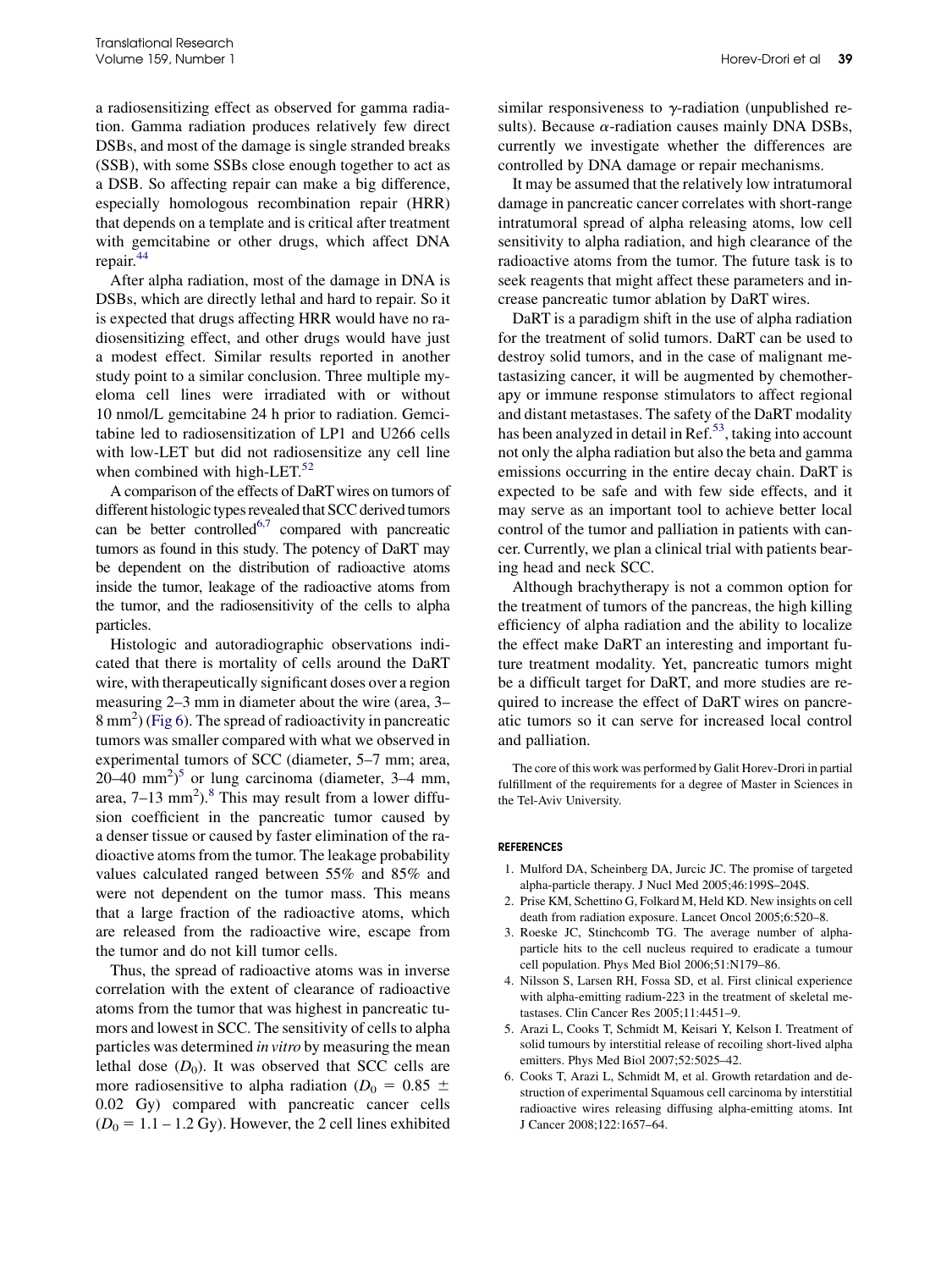a radiosensitizing effect as observed for gamma radiation. Gamma radiation produces relatively few direct DSBs, and most of the damage is single stranded breaks (SSB), with some SSBs close enough together to act as a DSB. So affecting repair can make a big difference, especially homologous recombination repair (HRR) that depends on a template and is critical after treatment with gemcitabine or other drugs, which affect DNA repair.[44]

After alpha radiation, most of the damage in DNA is DSBs, which are directly lethal and hard to repair. So it is expected that drugs affecting HRR would have no radiosensitizing effect, and other drugs would have just a modest effect. Similar results reported in another study point to a similar conclusion. Three multiple myeloma cell lines were irradiated with or without 10 nmol/L gemcitabine 24 h prior to radiation. Gemcitabine led to radiosensitization of LP1 and U266 cells with low-LET but did not radiosensitize any cell line when combined with high-LET.[52]

A comparison of the effects of DaRT wires on tumors of different histologic types revealed that SCC derived tumors can be better controlled[6,7] compared with pancreatic tumors as found in this study. The potency of DaRT may be dependent on the distribution of radioactive atoms inside the tumor, leakage of the radioactive atoms from the tumor, and the radiosensitivity of the cells to alpha particles.

Histologic and autoradiographic observations indicated that there is mortality of cells around the DaRT wire, with therapeutically significant doses over a region measuring 2–3 mm in diameter about the wire (area, 3–8 $\text{mm}^2$) (Fig 6). The spread of radioactivity in pancreatic tumors was smaller compared with what we observed in experimental tumors of SCC (diameter, 5–7 mm; area, 20–40 $\text{mm}^2$)[5] or lung carcinoma (diameter, 3–4 mm, area, 7–13 $\text{mm}^2$).[8] This may result from a lower diffusion coefficient in the pancreatic tumor caused by a denser tissue or caused by faster elimination of the radioactive atoms from the tumor. The leakage probability values calculated ranged between 55% and 85% and were not dependent on the tumor mass. This means that a large fraction of the radioactive atoms, which are released from the radioactive wire, escape from the tumor and do not kill tumor cells.

Thus, the spread of radioactive atoms was in inverse correlation with the extent of clearance of radioactive atoms from the tumor that was highest in pancreatic tumors and lowest in SCC. The sensitivity of cells to alpha particles was determined *in vitro* by measuring the mean lethal dose ($D_0$). It was observed that SCC cells are more radiosensitive to alpha radiation ($D_0 = 0.85 \pm 0.02$ Gy) compared with pancreatic cancer cells ($D_0 = 1.1 - 1.2$ Gy). However, the 2 cell lines exhibited similar responsiveness to $\gamma$-radiation (unpublished results). Because $\alpha$-radiation causes mainly DNA DSBs, currently we investigate whether the differences are controlled by DNA damage or repair mechanisms.

It may be assumed that the relatively low intratumoral damage in pancreatic cancer correlates with short-range intratumoral spread of alpha releasing atoms, low cell sensitivity to alpha radiation, and high clearance of the radioactive atoms from the tumor. The future task is to seek reagents that might affect these parameters and increase pancreatic tumor ablation by DaRT wires.

DaRT is a paradigm shift in the use of alpha radiation for the treatment of solid tumors. DaRT can be used to destroy solid tumors, and in the case of malignant metastasizing cancer, it will be augmented by chemotherapy or immune response stimulators to affect regional and distant metastases. The safety of the DaRT modality has been analyzed in detail in Ref.[53], taking into account not only the alpha radiation but also the beta and gamma emissions occurring in the entire decay chain. DaRT is expected to be safe and with few side effects, and it may serve as an important tool to achieve better local control of the tumor and palliation in patients with cancer. Currently, we plan a clinical trial with patients bearing head and neck SCC.

Although brachytherapy is not a common option for the treatment of tumors of the pancreas, the high killing efficiency of alpha radiation and the ability to localize the effect make DaRT an interesting and important future treatment modality. Yet, pancreatic tumors might be a difficult target for DaRT, and more studies are required to increase the effect of DaRT wires on pancreatic tumors so it can serve for increased local control and palliation.

The core of this work was performed by Galit Horev-Drori in partial fulfillment of the requirements for a degree of Master in Sciences in the Tel-Aviv University.

## REFERENCES

1. Mulford DA, Scheinberg DA, Jurcic JC. The promise of targeted alpha-particle therapy. J Nucl Med 2005;46:199S–204S.
2. Prise KM, Schettino G, Folkard M, Held KD. New insights on cell death from radiation exposure. Lancet Oncol 2005;6:520–8.
3. Roeske JC, Stinchcomb TG. The average number of alpha-particle hits to the cell nucleus required to eradicate a tumour cell population. Phys Med Biol 2006;51:N179–86.
4. Nilsson S, Larsen RH, Fossa SD, et al. First clinical experience with alpha-emitting radium-223 in the treatment of skeletal metastases. Clin Cancer Res 2005;11:4451–9.
5. Arazi L, Cooks T, Schmidt M, Keisari Y, Kelson I. Treatment of solid tumours by interstitial release of recoiling short-lived alpha emitters. Phys Med Biol 2007;52:5025–42.
6. Cooks T, Arazi L, Schmidt M, et al. Growth retardation and destruction of experimental Squamous cell carcinoma by interstitial radioactive wires releasing diffusing alpha-emitting atoms. Int J Cancer 2008;122:1657–64.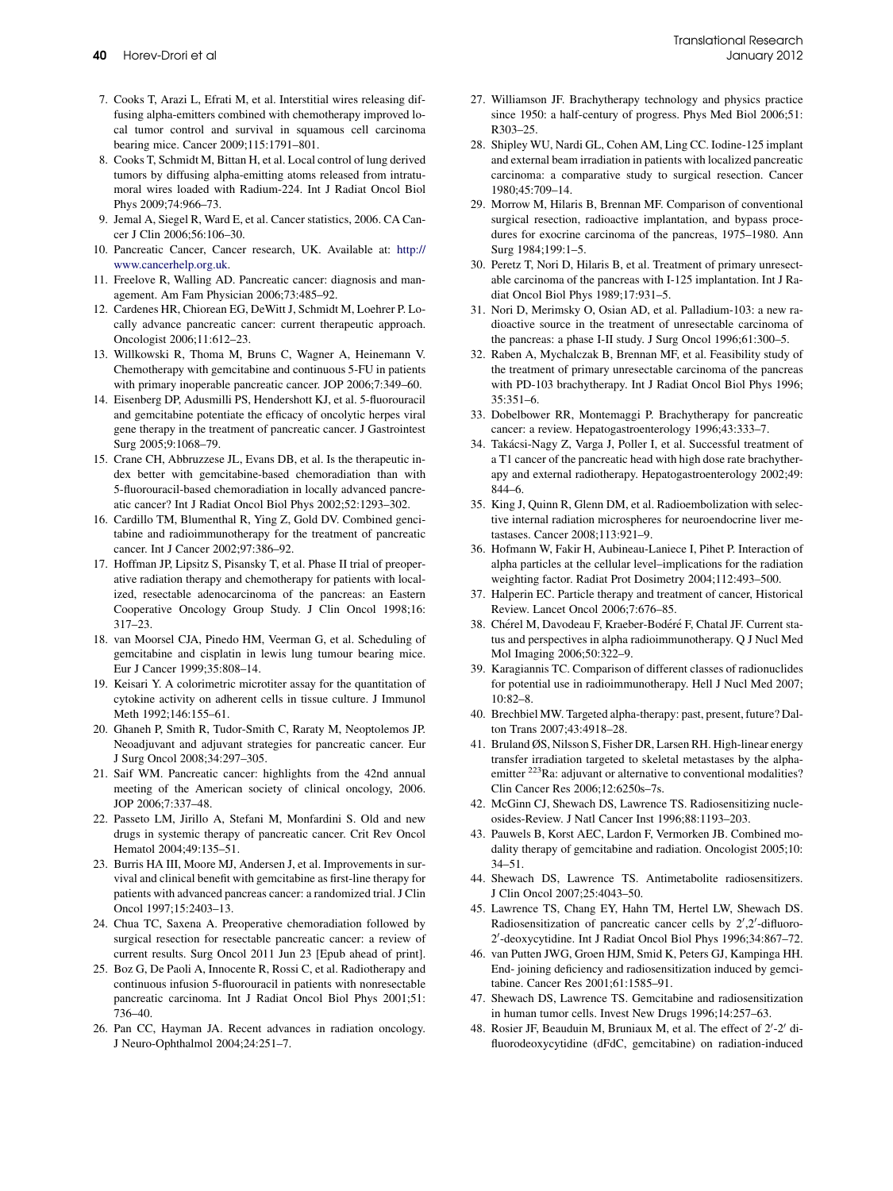7. Cooks T, Arazi L, Efrati M, et al. Interstitial wires releasing diffusing alpha-emitters combined with chemotherapy improved local tumor control and survival in squamous cell carcinoma bearing mice. Cancer 2009;115:1791–801.
8. Cooks T, Schmidt M, Bittan H, et al. Local control of lung derived tumors by diffusing alpha-emitting atoms released from intratumoral wires loaded with Radium-224. Int J Radiat Oncol Biol Phys 2009;74:966–73.
9. Jemal A, Siegel R, Ward E, et al. Cancer statistics, 2006. CA Cancer J Clin 2006;56:106–30.
10. Pancreatic Cancer, Cancer research, UK. Available at: http://www.cancerhelp.org.uk.
11. Freelove R, Walling AD. Pancreatic cancer: diagnosis and management. Am Fam Physician 2006;73:485–92.
12. Cardenes HR, Chiorean EG, DeWitt J, Schmidt M, Loehrer P. Locally advance pancreatic cancer: current therapeutic approach. Oncologist 2006;11:612–23.
13. Willkowski R, Thoma M, Bruns C, Wagner A, Heinemann V. Chemotherapy with gemcitabine and continuous 5-FU in patients with primary inoperable pancreatic cancer. JOP 2006;7:349–60.
14. Eisenberg DP, Adusmilli PS, Hendershott KJ, et al. 5-fluorouracil and gemcitabine potentiate the efficacy of oncolytic herpes viral gene therapy in the treatment of pancreatic cancer. J Gastrointest Surg 2005;9:1068–79.
15. Crane CH, Abbruzzese JL, Evans DB, et al. Is the therapeutic index better with gemcitabine-based chemoradiation than with 5-fluorouracil-based chemoradiation in locally advanced pancreatic cancer? Int J Radiat Oncol Biol Phys 2002;52:1293–302.
16. Cardillo TM, Blumenthal R, Ying Z, Gold DV. Combined gencitabine and radioimmunotherapy for the treatment of pancreatic cancer. Int J Cancer 2002;97:386–92.
17. Hoffman JP, Lipsitz S, Pisansky T, et al. Phase II trial of preoperative radiation therapy and chemotherapy for patients with localized, resectable adenocarcinoma of the pancreas: an Eastern Cooperative Oncology Group Study. J Clin Oncol 1998;16: 317–23.
18. van Moorsel CJA, Pinedo HM, Veerman G, et al. Scheduling of gemcitabine and cisplatin in lewis lung tumour bearing mice. Eur J Cancer 1999;35:808–14.
19. Keisari Y. A colorimetric microtiter assay for the quantitation of cytokine activity on adherent cells in tissue culture. J Immunol Meth 1992;146:155–61.
20. Ghaneh P, Smith R, Tudor-Smith C, Raraty M, Neoptolemos JP. Neoadjuvant and adjuvant strategies for pancreatic cancer. Eur J Surg Oncol 2008;34:297–305.
21. Saif WM. Pancreatic cancer: highlights from the 42nd annual meeting of the American society of clinical oncology, 2006. JOP 2006;7:337–48.
22. Passeto LM, Jirillo A, Stefani M, Monfardini S. Old and new drugs in systemic therapy of pancreatic cancer. Crit Rev Oncol Hematol 2004;49:135–51.
23. Burris HA III, Moore MJ, Andersen J, et al. Improvements in survival and clinical benefit with gemcitabine as first-line therapy for patients with advanced pancreas cancer: a randomized trial. J Clin Oncol 1997;15:2403–13.
24. Chua TC, Saxena A. Preoperative chemoradiation followed by surgical resection for resectable pancreatic cancer: a review of current results. Surg Oncol 2011 Jun 23 [Epub ahead of print].
25. Boz G, De Paoli A, Innocente R, Rossi C, et al. Radiotherapy and continuous infusion 5-fluorouracil in patients with nonresectable pancreatic carcinoma. Int J Radiat Oncol Biol Phys 2001;51: 736–40.
26. Pan CC, Hayman JA. Recent advances in radiation oncology. J Neuro-Ophthalmol 2004;24:251–7.
27. Williamson JF. Brachytherapy technology and physics practice since 1950: a half-century of progress. Phys Med Biol 2006;51: R303–25.
28. Shipley WU, Nardi GL, Cohen AM, Ling CC. Iodine-125 implant and external beam irradiation in patients with localized pancreatic carcinoma: a comparative study to surgical resection. Cancer 1980;45:709–14.
29. Morrow M, Hilaris B, Brennan MF. Comparison of conventional surgical resection, radioactive implantation, and bypass procedures for exocrine carcinoma of the pancreas, 1975–1980. Ann Surg 1984;199:1–5.
30. Peretz T, Nori D, Hilaris B, et al. Treatment of primary unresectable carcinoma of the pancreas with I-125 implantation. Int J Radiat Oncol Biol Phys 1989;17:931–5.
31. Nori D, Merimsky O, Osian AD, et al. Palladium-103: a new radioactive source in the treatment of unresectable carcinoma of the pancreas: a phase I-II study. J Surg Oncol 1996;61:300–5.
32. Raben A, Mychalczak B, Brennan MF, et al. Feasibility study of the treatment of primary unresectable carcinoma of the pancreas with PD-103 brachytherapy. Int J Radiat Oncol Biol Phys 1996; 35:351–6.
33. Dobelbower RR, Montemaggi P. Brachytherapy for pancreatic cancer: a review. Hepatogastroenterology 1996;43:333–7.
34. Takácsi-Nagy Z, Varga J, Poller I, et al. Successful treatment of a T1 cancer of the pancreatic head with high dose rate brachytherapy and external radiotherapy. Hepatogastroenterology 2002;49: 844–6.
35. King J, Quinn R, Glenn DM, et al. Radioembolization with selective internal radiation microspheres for neuroendocrine liver metastases. Cancer 2008;113:921–9.
36. Hofmann W, Fakir H, Aubineau-Laniece I, Pihet P. Interaction of alpha particles at the cellular level–implications for the radiation weighting factor. Radiat Prot Dosimetry 2004;112:493–500.
37. Halperin EC. Particle therapy and treatment of cancer, Historical Review. Lancet Oncol 2006;7:676–85.
38. Chérel M, Davodeau F, Kraeber-Bodéré F, Chatal JF. Current status and perspectives in alpha radioimmunotherapy. Q J Nucl Med Mol Imaging 2006;50:322–9.
39. Karagiannis TC. Comparison of different classes of radionuclides for potential use in radioimmunotherapy. Hell J Nucl Med 2007; 10:82–8.
40. Brechbiel MW. Targeted alpha-therapy: past, present, future? Dalton Trans 2007;43:4918–28.
41. Bruland ØS, Nilsson S, Fisher DR, Larsen RH. High-linear energy transfer irradiation targeted to skeletal metastases by the alpha-emitter $^{223}$Ra: adjuvant or alternative to conventional modalities? Clin Cancer Res 2006;12:6250s–7s.
42. McGinn CJ, Shewach DS, Lawrence TS. Radiosensitizing nucleosides-Review. J Natl Cancer Inst 1996;88:1193–203.
43. Pauwels B, Korst AEC, Lardon F, Vermorken JB. Combined modality therapy of gemcitabine and radiation. Oncologist 2005;10: 34–51.
44. Shewach DS, Lawrence TS. Antimetabolite radiosensitizers. J Clin Oncol 2007;25:4043–50.
45. Lawrence TS, Chang EY, Hahn TM, Hertel LW, Shewach DS. Radiosensitization of pancreatic cancer cells by 2′,2′-difluoro-2′-deoxycytidine. Int J Radiat Oncol Biol Phys 1996;34:867–72.
46. van Putten JWG, Groen HJM, Smid K, Peters GJ, Kampinga HH. End- joining deficiency and radiosensitization induced by gemcitabine. Cancer Res 2001;61:1585–91.
47. Shewach DS, Lawrence TS. Gemcitabine and radiosensitization in human tumor cells. Invest New Drugs 1996;14:257–63.
48. Rosier JF, Beauduin M, Bruniaux M, et al. The effect of 2′-2′ difluorodeoxycytidine (dFdC, gemcitabine) on radiation-induced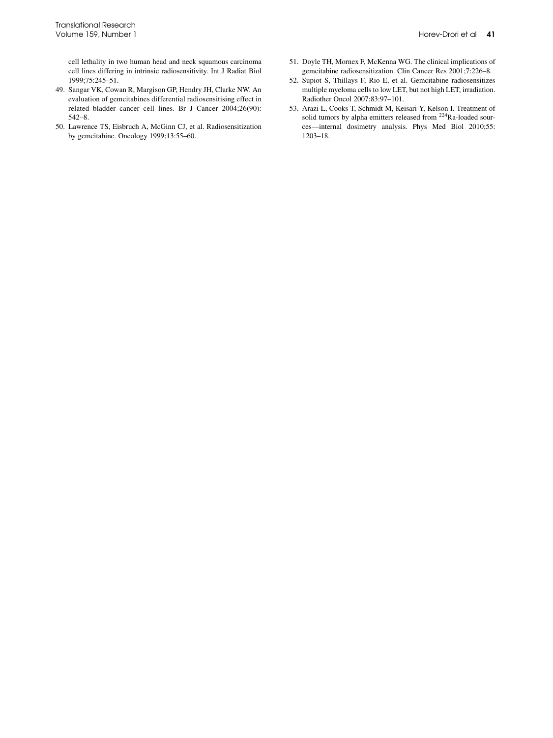cell lethality in two human head and neck squamous carcinoma cell lines differing in intrinsic radiosensitivity. Int J Radiat Biol 1999;75:245–51.

49. Sangar VK, Cowan R, Margison GP, Hendry JH, Clarke NW. An evaluation of gemcitabines differential radiosensitising effect in related bladder cancer cell lines. Br J Cancer 2004;26(90): 542–8.
50. Lawrence TS, Eisbruch A, McGinn CJ, et al. Radiosensitization by gemcitabine. Oncology 1999;13:55–60.
51. Doyle TH, Mornex F, McKenna WG. The clinical implications of gemcitabine radiosensitization. Clin Cancer Res 2001;7:226–8.
52. Supiot S, Thillays F, Rio E, et al. Gemcitabine radiosensitizes multiple myeloma cells to low LET, but not high LET, irradiation. Radiother Oncol 2007;83:97–101.
53. Arazi L, Cooks T, Schmidt M, Keisari Y, Kelson I. Treatment of solid tumors by alpha emitters released from $^{224}$Ra-loaded sources—internal dosimetry analysis. Phys Med Biol 2010;55: 1203–18.